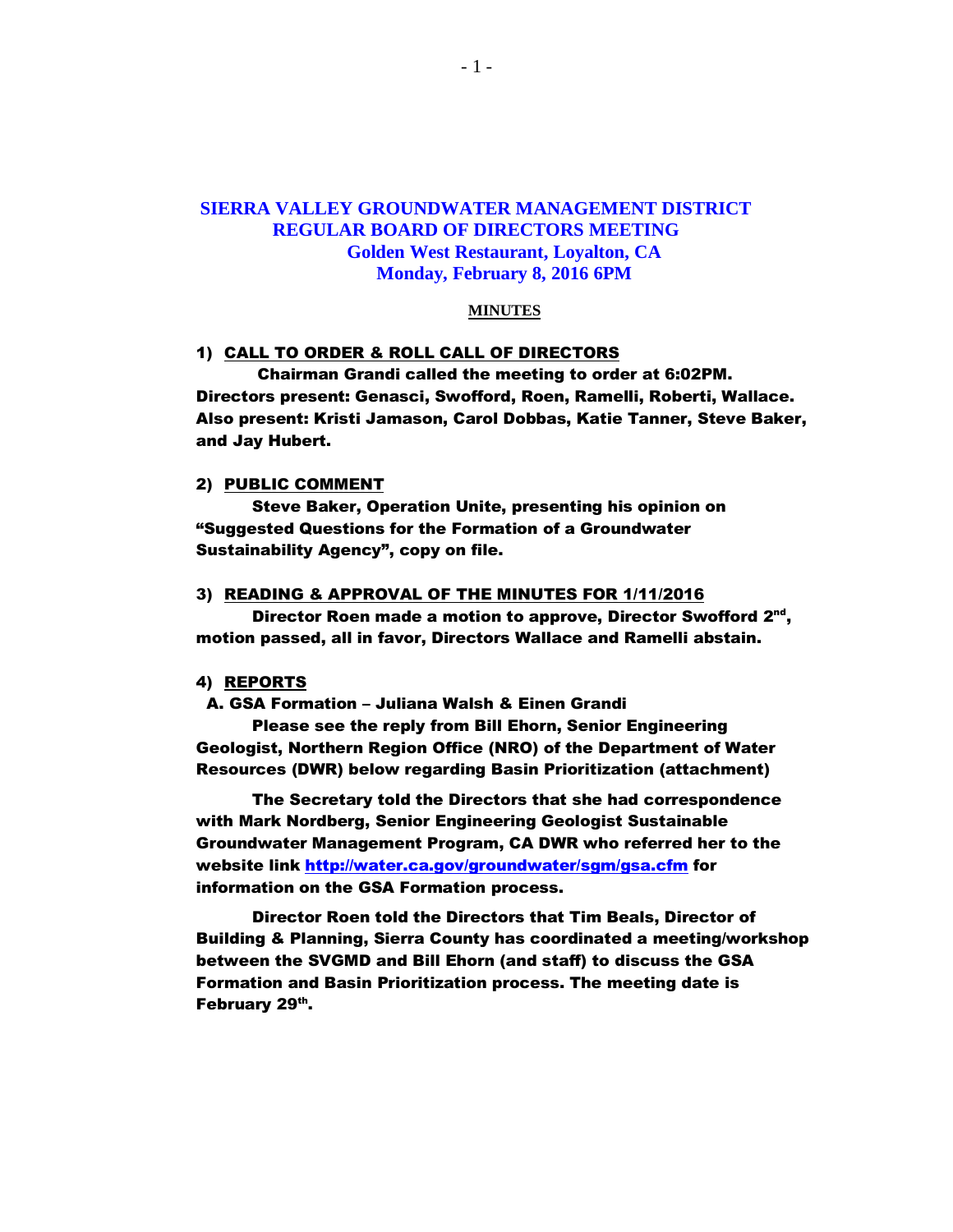# SIERRA VALLEY GROUNDWATER MANAGEMENT DISTRICT
## REGULAR BOARD OF DIRECTORS MEETING
### Golden West Restaurant, Loyalton, CA
### Monday, February 8, 2016 6PM

**MINUTES**

**1) CALL TO ORDER & ROLL CALL OF DIRECTORS**

Chairman Grandi called the meeting to order at 6:02PM. Directors present: Genasci, Swofford, Roen, Ramelli, Roberti, Wallace. Also present: Kristi Jamason, Carol Dobbas, Katie Tanner, Steve Baker, and Jay Hubert.

**2) PUBLIC COMMENT**

Steve Baker, Operation Unite, presenting his opinion on "Suggested Questions for the Formation of a Groundwater Sustainability Agency", copy on file.

**3) READING & APPROVAL OF THE MINUTES FOR 1/11/2016**

Director Roen made a motion to approve, Director Swofford 2nd, motion passed, all in favor, Directors Wallace and Ramelli abstain.

**4) REPORTS**

A. GSA Formation – Juliana Walsh & Einen Grandi

Please see the reply from Bill Ehorn, Senior Engineering Geologist, Northern Region Office (NRO) of the Department of Water Resources (DWR) below regarding Basin Prioritization (attachment)

The Secretary told the Directors that she had correspondence with Mark Nordberg, Senior Engineering Geologist Sustainable Groundwater Management Program, CA DWR who referred her to the website link http://water.ca.gov/groundwater/sgm/gsa.cfm for information on the GSA Formation process.

Director Roen told the Directors that Tim Beals, Director of Building & Planning, Sierra County has coordinated a meeting/workshop between the SVGMD and Bill Ehorn (and staff) to discuss the GSA Formation and Basin Prioritization process. The meeting date is February 29th.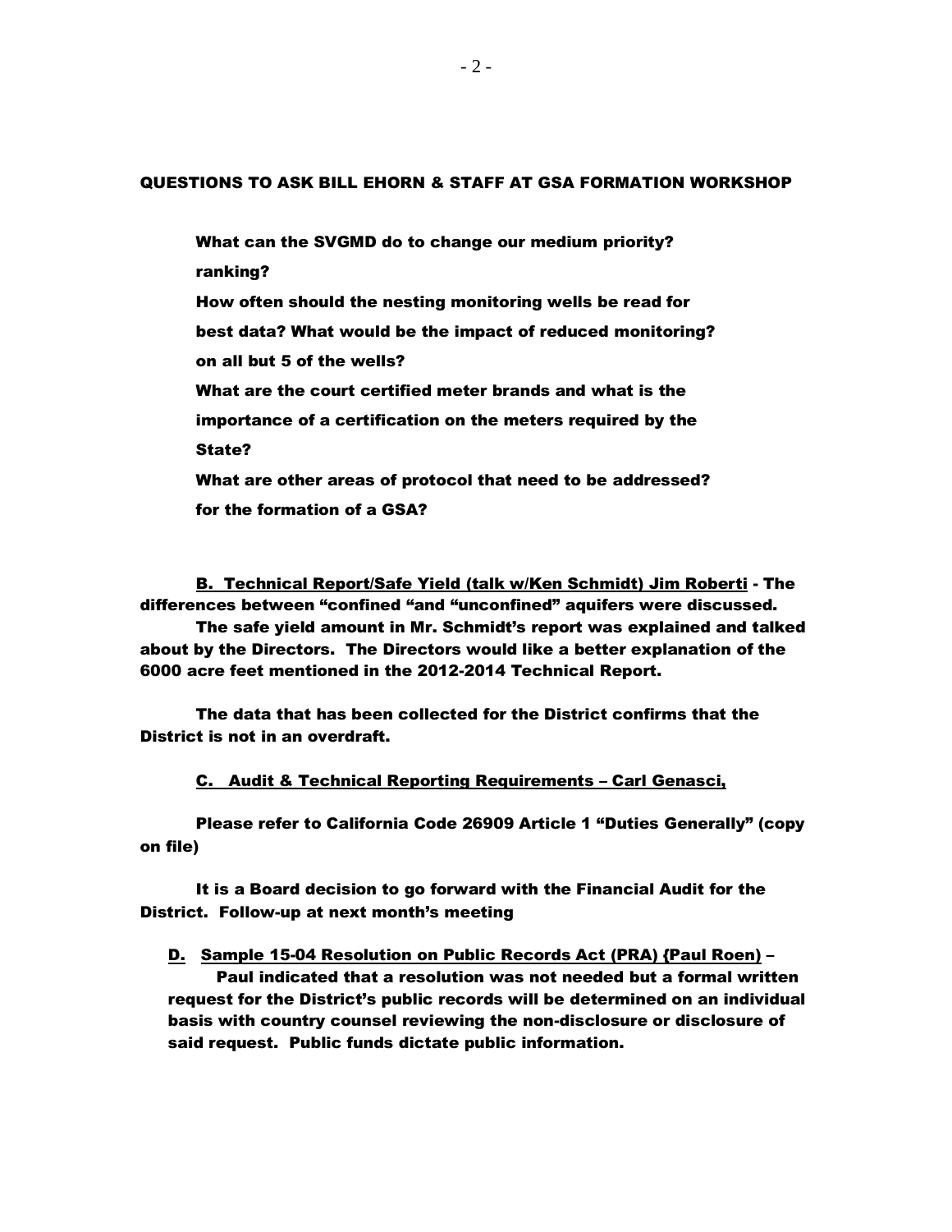QUESTIONS TO ASK BILL EHORN & STAFF AT GSA FORMATION WORKSHOP

What can the SVGMD do to change our medium priority? ranking?

How often should the nesting monitoring wells be read for best data? What would be the impact of reduced monitoring? on all but 5 of the wells?

What are the court certified meter brands and what is the importance of a certification on the meters required by the State?

What are other areas of protocol that need to be addressed? for the formation of a GSA?

<u>B. Technical Report/Safe Yield (talk w/Ken Schmidt) Jim Roberti</u> - The differences between "confined "and "unconfined" aquifers were discussed.

The safe yield amount in Mr. Schmidt's report was explained and talked about by the Directors. The Directors would like a better explanation of the 6000 acre feet mentioned in the 2012-2014 Technical Report.

The data that has been collected for the District confirms that the District is not in an overdraft.

<u>C. Audit & Technical Reporting Requirements – Carl Genasci,</u>

Please refer to California Code 26909 Article 1 "Duties Generally" (copy on file)

It is a Board decision to go forward with the Financial Audit for the District. Follow-up at next month's meeting

<u>D. Sample 15-04 Resolution on Public Records Act (PRA) {Paul Roen)</u> – Paul indicated that a resolution was not needed but a formal written request for the District's public records will be determined on an individual basis with country counsel reviewing the non-disclosure or disclosure of said request. Public funds dictate public information.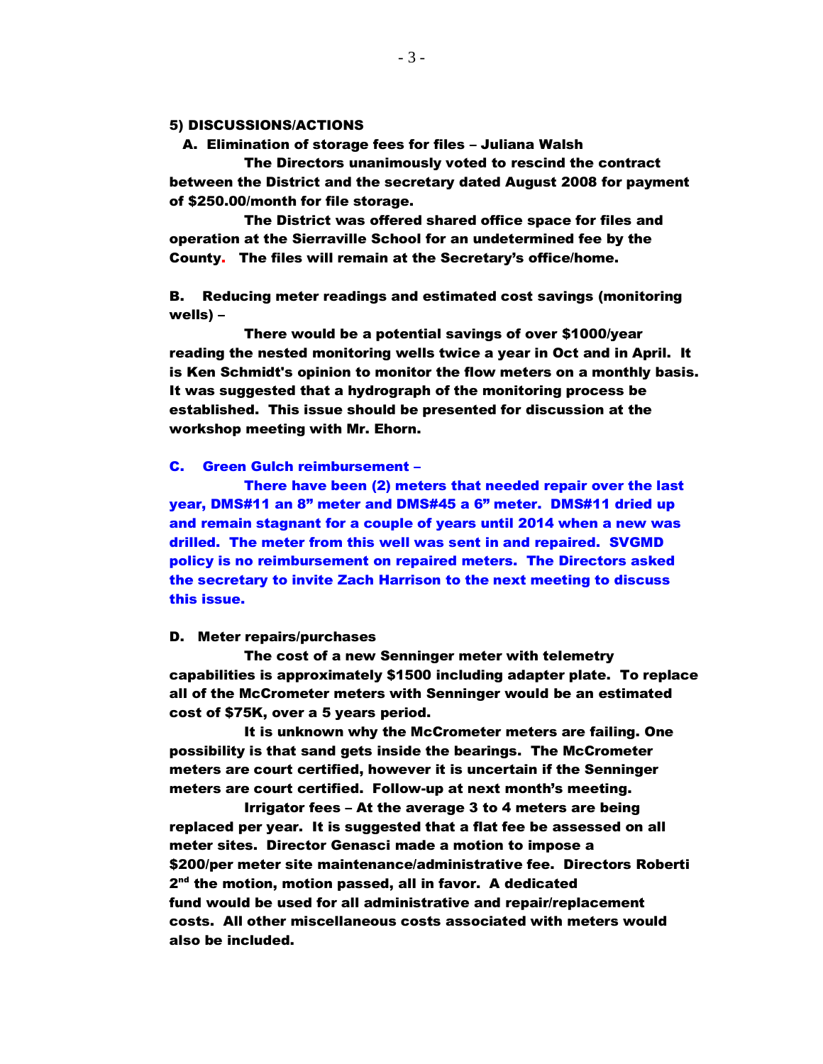**5) DISCUSSIONS/ACTIONS**

**A. Elimination of storage fees for files – Juliana Walsh**

**The Directors unanimously voted to rescind the contract between the District and the secretary dated August 2008 for payment of $250.00/month for file storage.**

**The District was offered shared office space for files and operation at the Sierraville School for an undetermined fee by the County. The files will remain at the Secretary's office/home.**

**B. Reducing meter readings and estimated cost savings (monitoring wells) –**

**There would be a potential savings of over $1000/year reading the nested monitoring wells twice a year in Oct and in April. It is Ken Schmidt's opinion to monitor the flow meters on a monthly basis. It was suggested that a hydrograph of the monitoring process be established. This issue should be presented for discussion at the workshop meeting with Mr. Ehorn.**

**C. Green Gulch reimbursement –**

**There have been (2) meters that needed repair over the last year, DMS#11 an 8" meter and DMS#45 a 6" meter. DMS#11 dried up and remain stagnant for a couple of years until 2014 when a new was drilled. The meter from this well was sent in and repaired. SVGMD policy is no reimbursement on repaired meters. The Directors asked the secretary to invite Zach Harrison to the next meeting to discuss this issue.**

**D. Meter repairs/purchases**

**The cost of a new Senninger meter with telemetry capabilities is approximately $1500 including adapter plate. To replace all of the McCrometer meters with Senninger would be an estimated cost of $75K, over a 5 years period.**

**It is unknown why the McCrometer meters are failing. One possibility is that sand gets inside the bearings. The McCrometer meters are court certified, however it is uncertain if the Senninger meters are court certified. Follow-up at next month's meeting.**

**Irrigator fees – At the average 3 to 4 meters are being replaced per year. It is suggested that a flat fee be assessed on all meter sites. Director Genasci made a motion to impose a $200/per meter site maintenance/administrative fee. Directors Roberti 2nd the motion, motion passed, all in favor. A dedicated fund would be used for all administrative and repair/replacement costs. All other miscellaneous costs associated with meters would also be included.**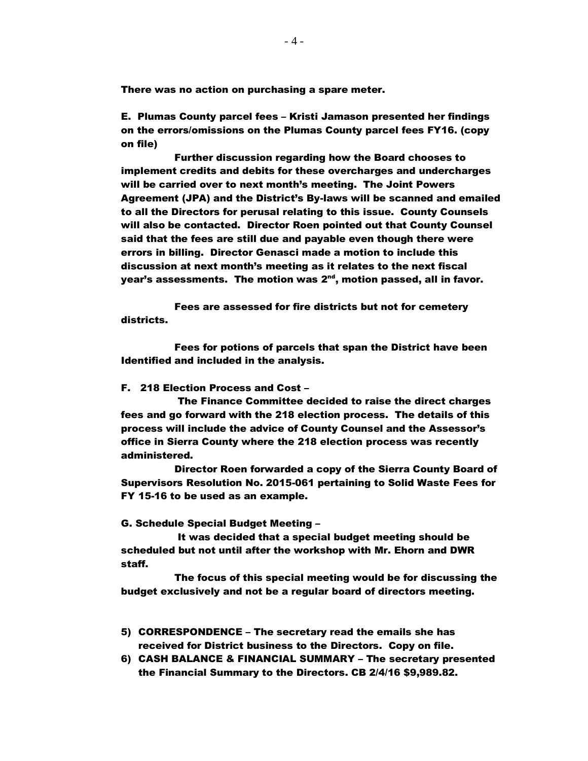**There was no action on purchasing a spare meter.**

**E. Plumas County parcel fees – Kristi Jamason presented her findings on the errors/omissions on the Plumas County parcel fees FY16. (copy on file)**

**Further discussion regarding how the Board chooses to implement credits and debits for these overcharges and undercharges will be carried over to next month's meeting. The Joint Powers Agreement (JPA) and the District's By-laws will be scanned and emailed to all the Directors for perusal relating to this issue. County Counsels will also be contacted. Director Roen pointed out that County Counsel said that the fees are still due and payable even though there were errors in billing. Director Genasci made a motion to include this discussion at next month's meeting as it relates to the next fiscal year's assessments. The motion was 2nd, motion passed, all in favor.**

**Fees are assessed for fire districts but not for cemetery districts.**

**Fees for potions of parcels that span the District have been Identified and included in the analysis.**

**F. 218 Election Process and Cost –**

**The Finance Committee decided to raise the direct charges fees and go forward with the 218 election process. The details of this process will include the advice of County Counsel and the Assessor's office in Sierra County where the 218 election process was recently administered.**

**Director Roen forwarded a copy of the Sierra County Board of Supervisors Resolution No. 2015-061 pertaining to Solid Waste Fees for FY 15-16 to be used as an example.**

**G. Schedule Special Budget Meeting –**

**It was decided that a special budget meeting should be scheduled but not until after the workshop with Mr. Ehorn and DWR staff.**

**The focus of this special meeting would be for discussing the budget exclusively and not be a regular board of directors meeting.**

5) **CORRESPONDENCE – The secretary read the emails she has received for District business to the Directors. Copy on file.**
6) **CASH BALANCE & FINANCIAL SUMMARY – The secretary presented the Financial Summary to the Directors. CB 2/4/16 $9,989.82.**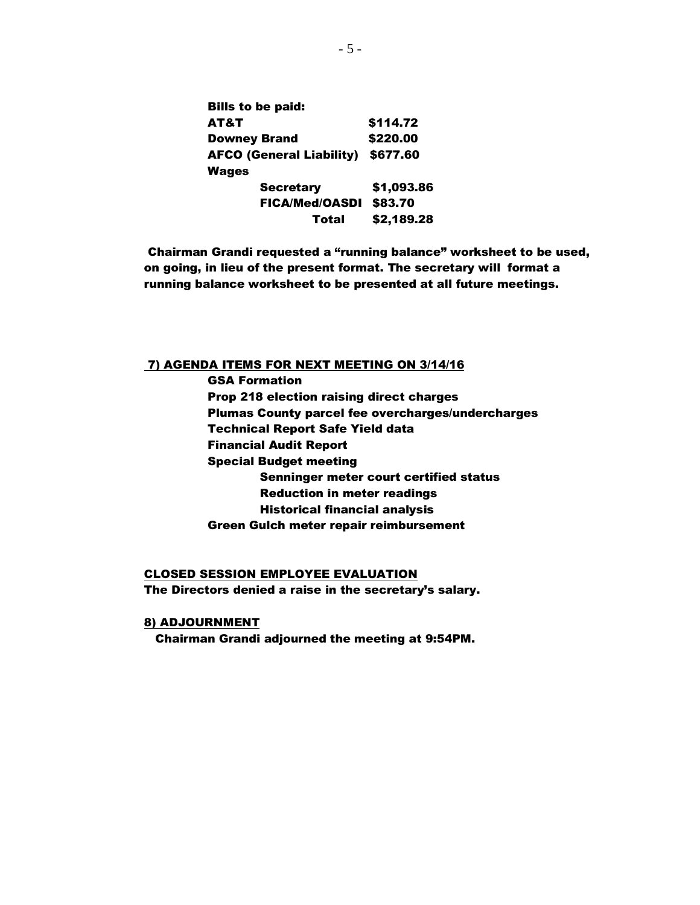**Bills to be paid:**

| | |
|---|---|
| **AT&T** | **$114.72** |
| **Downey Brand** | **$220.00** |
| **AFCO (General Liability)** | **$677.60** |
| **Wages** | |
| **Secretary** | **$1,093.86** |
| **FICA/Med/OASDI** | **$83.70** |
| **Total** | **$2,189.28** |

**Chairman Grandi requested a "running balance" worksheet to be used, on going, in lieu of the present format. The secretary will format a running balance worksheet to be presented at all future meetings.**

**7) AGENDA ITEMS FOR NEXT MEETING ON 3/14/16**

- **GSA Formation**
- **Prop 218 election raising direct charges**
- **Plumas County parcel fee overcharges/undercharges**
- **Technical Report Safe Yield data**
- **Financial Audit Report**
- **Special Budget meeting**
  - **Senninger meter court certified status**
  - **Reduction in meter readings**
  - **Historical financial analysis**
- **Green Gulch meter repair reimbursement**

**CLOSED SESSION EMPLOYEE EVALUATION**

**The Directors denied a raise in the secretary's salary.**

**8) ADJOURNMENT**

**Chairman Grandi adjourned the meeting at 9:54PM.**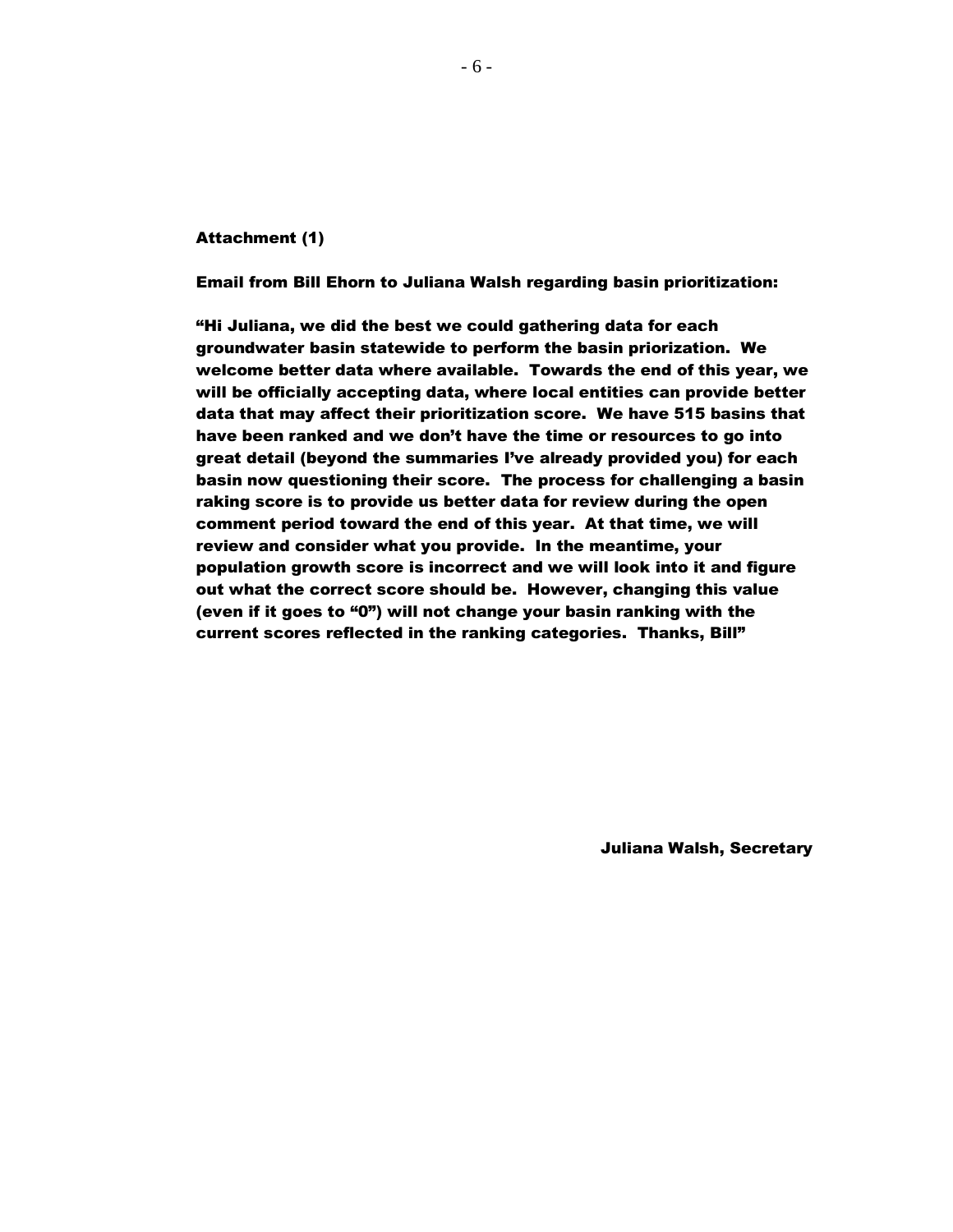**Attachment (1)**

**Email from Bill Ehorn to Juliana Walsh regarding basin prioritization:**

**"Hi Juliana, we did the best we could gathering data for each groundwater basin statewide to perform the basin priorization. We welcome better data where available. Towards the end of this year, we will be officially accepting data, where local entities can provide better data that may affect their prioritization score. We have 515 basins that have been ranked and we don't have the time or resources to go into great detail (beyond the summaries I've already provided you) for each basin now questioning their score. The process for challenging a basin raking score is to provide us better data for review during the open comment period toward the end of this year. At that time, we will review and consider what you provide. In the meantime, your population growth score is incorrect and we will look into it and figure out what the correct score should be. However, changing this value (even if it goes to "0") will not change your basin ranking with the current scores reflected in the ranking categories. Thanks, Bill"**

**Juliana Walsh, Secretary**